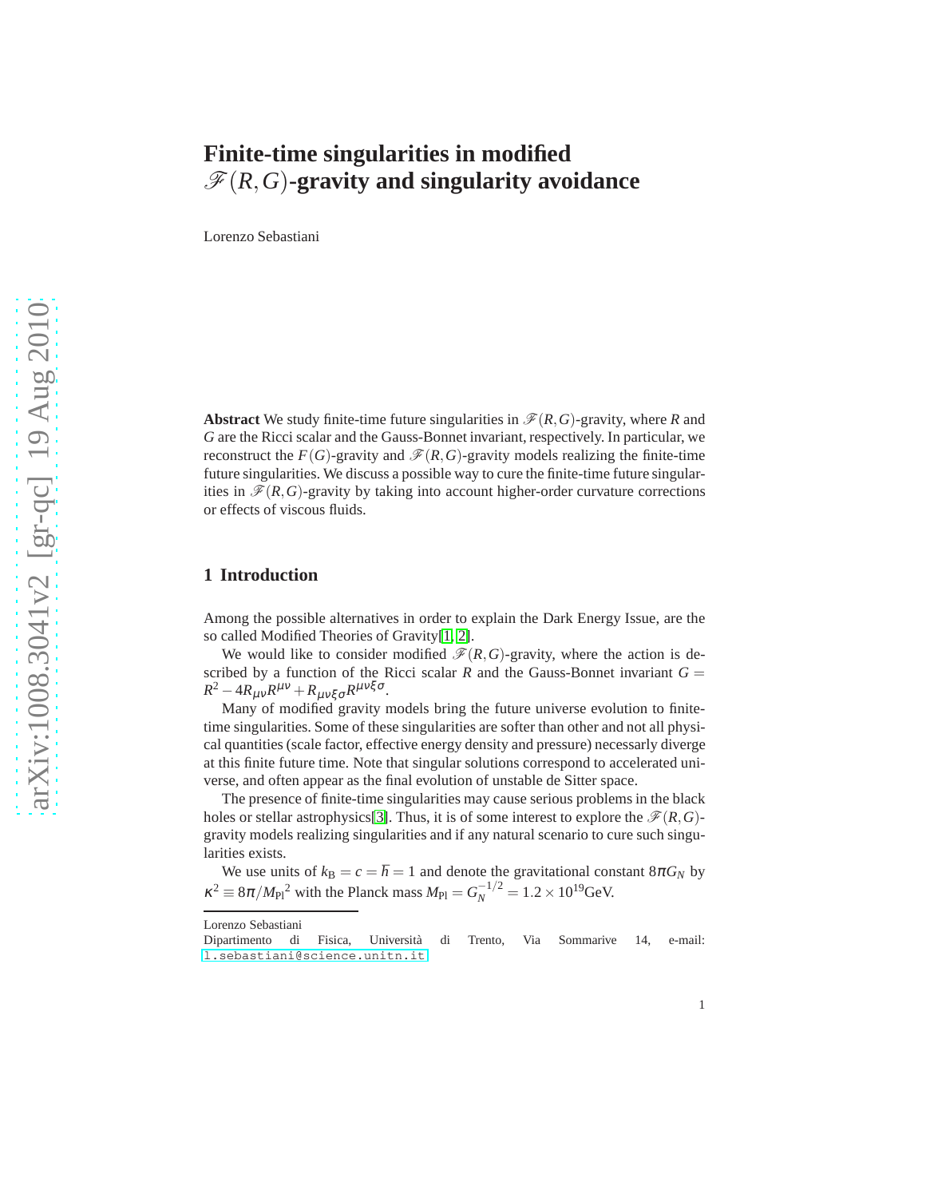# Finite-time singularities in modified $\mathscr{F}(R,G)$-gravity and singularity avoidance

Lorenzo Sebastiani

**Abstract** We study finite-time future singularities in $\mathscr{F}(R,G)$-gravity, where $R$ and $G$ are the Ricci scalar and the Gauss-Bonnet invariant, respectively. In particular, we reconstruct the $F(G)$-gravity and $\mathscr{F}(R,G)$-gravity models realizing the finite-time future singularities. We discuss a possible way to cure the finite-time future singularities in $\mathscr{F}(R,G)$-gravity by taking into account higher-order curvature corrections or effects of viscous fluids.

## 1 Introduction

Among the possible alternatives in order to explain the Dark Energy Issue, are the so called Modified Theories of Gravity[1, 2].

We would like to consider modified $\mathscr{F}(R,G)$-gravity, where the action is described by a function of the Ricci scalar $R$ and the Gauss-Bonnet invariant $G = R^2 - 4R_{\mu\nu}R^{\mu\nu} + R_{\mu\nu\xi\sigma}R^{\mu\nu\xi\sigma}$.

Many of modified gravity models bring the future universe evolution to finite-time singularities. Some of these singularities are softer than other and not all physical quantities (scale factor, effective energy density and pressure) necessarily diverge at this finite future time. Note that singular solutions correspond to accelerated universe, and often appear as the final evolution of unstable de Sitter space.

The presence of finite-time singularities may cause serious problems in the black holes or stellar astrophysics[3]. Thus, it is of some interest to explore the $\mathscr{F}(R,G)$-gravity models realizing singularities and if any natural scenario to cure such singularities exists.

We use units of $k_{\mathrm{B}} = c = \hbar = 1$ and denote the gravitational constant $8\pi G_N$ by $\kappa^2 \equiv 8\pi/{M_{\mathrm{Pl}}}^2$ with the Planck mass $M_{\mathrm{Pl}} = G_N^{-1/2} = 1.2 \times 10^{19}\mathrm{GeV}$.

---

Lorenzo Sebastiani
Dipartimento di Fisica, Università di Trento, Via Sommarive 14, e-mail: l.sebastiani@science.unitn.it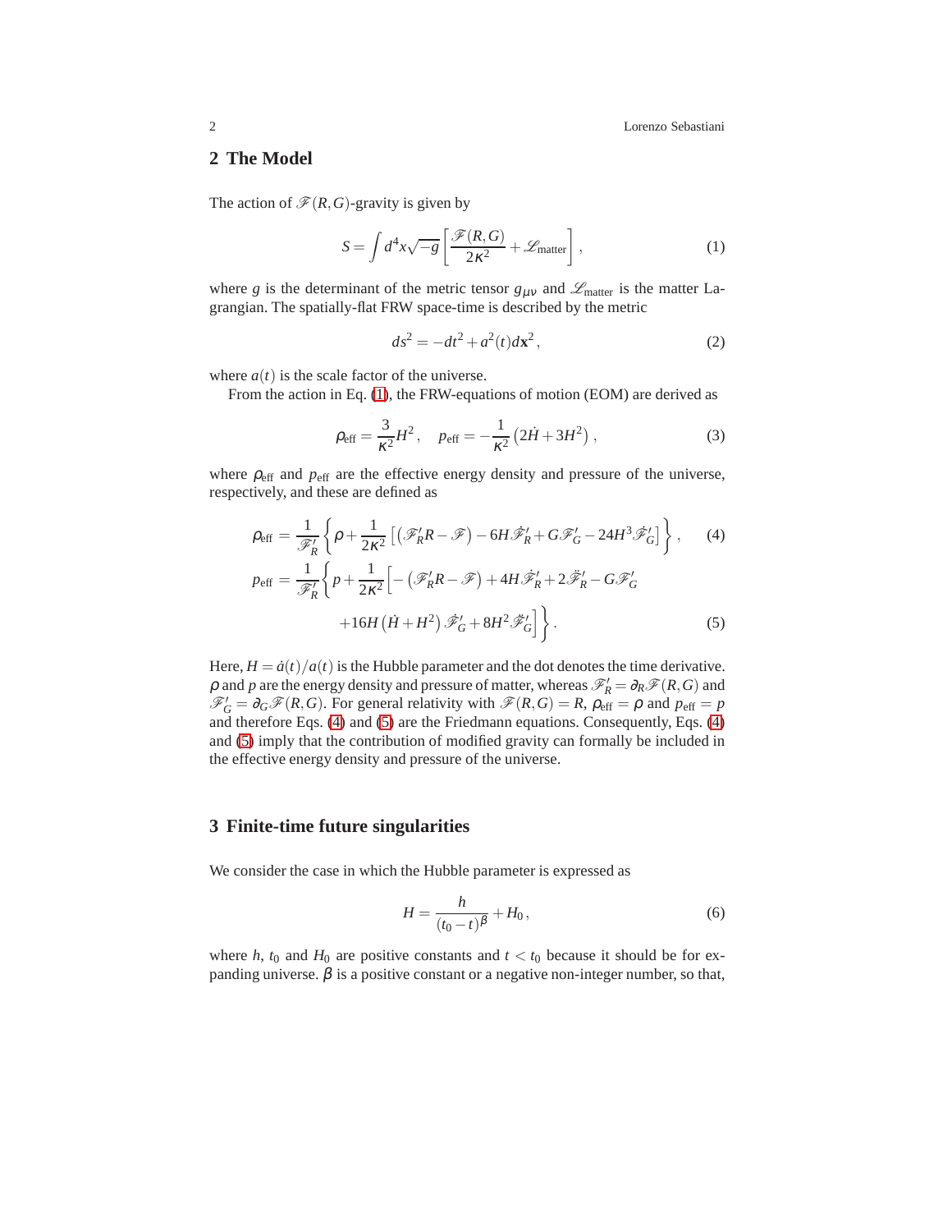## 2 The Model

The action of $\mathscr{F}(R,G)$-gravity is given by

$$S = \int d^4x\sqrt{-g}\left[\frac{\mathscr{F}(R,G)}{2\kappa^2} + \mathscr{L}_{\text{matter}}\right], \tag{1}$$

where $g$ is the determinant of the metric tensor $g_{\mu\nu}$ and $\mathscr{L}_{\text{matter}}$ is the matter Lagrangian. The spatially-flat FRW space-time is described by the metric

$$ds^2 = -dt^2 + a^2(t)d\mathbf{x}^2\,, \tag{2}$$

where $a(t)$ is the scale factor of the universe.

From the action in Eq. (1), the FRW-equations of motion (EOM) are derived as

$$\rho_{\text{eff}} = \frac{3}{\kappa^2}H^2\,, \quad p_{\text{eff}} = -\frac{1}{\kappa^2}\left(2\dot{H} + 3H^2\right)\,, \tag{3}$$

where $\rho_{\text{eff}}$ and $p_{\text{eff}}$ are the effective energy density and pressure of the universe, respectively, and these are defined as

$$\rho_{\text{eff}} = \frac{1}{\mathscr{F}'_R}\left\{\rho + \frac{1}{2\kappa^2}\left[\left(\mathscr{F}'_R R - \mathscr{F}\right) - 6H\dot{\mathscr{F}}'_R + G\mathscr{F}'_G - 24H^3\dot{\mathscr{F}}'_G\right]\right\}\,, \tag{4}$$

$$\begin{aligned} p_{\text{eff}} = \frac{1}{\mathscr{F}'_R}\Bigg\{p + \frac{1}{2\kappa^2}\Big[&-\left(\mathscr{F}'_R R - \mathscr{F}\right) + 4H\dot{\mathscr{F}}'_R + 2\ddot{\mathscr{F}}'_R - G\mathscr{F}'_G \\ &+16H\left(\dot{H} + H^2\right)\dot{\mathscr{F}}'_G + 8H^2\ddot{\mathscr{F}}'_G\Big]\Bigg\}\,. \end{aligned} \tag{5}$$

Here, $H = \dot{a}(t)/a(t)$ is the Hubble parameter and the dot denotes the time derivative. $\rho$ and $p$ are the energy density and pressure of matter, whereas $\mathscr{F}'_R = \partial_R\mathscr{F}(R,G)$ and $\mathscr{F}'_G = \partial_G\mathscr{F}(R,G)$. For general relativity with $\mathscr{F}(R,G) = R$, $\rho_{\text{eff}} = \rho$ and $p_{\text{eff}} = p$ and therefore Eqs. (4) and (5) are the Friedmann equations. Consequently, Eqs. (4) and (5) imply that the contribution of modified gravity can formally be included in the effective energy density and pressure of the universe.

## 3 Finite-time future singularities

We consider the case in which the Hubble parameter is expressed as

$$H = \frac{h}{(t_0 - t)^\beta} + H_0\,, \tag{6}$$

where $h$, $t_0$ and $H_0$ are positive constants and $t < t_0$ because it should be for expanding universe. $\beta$ is a positive constant or a negative non-integer number, so that,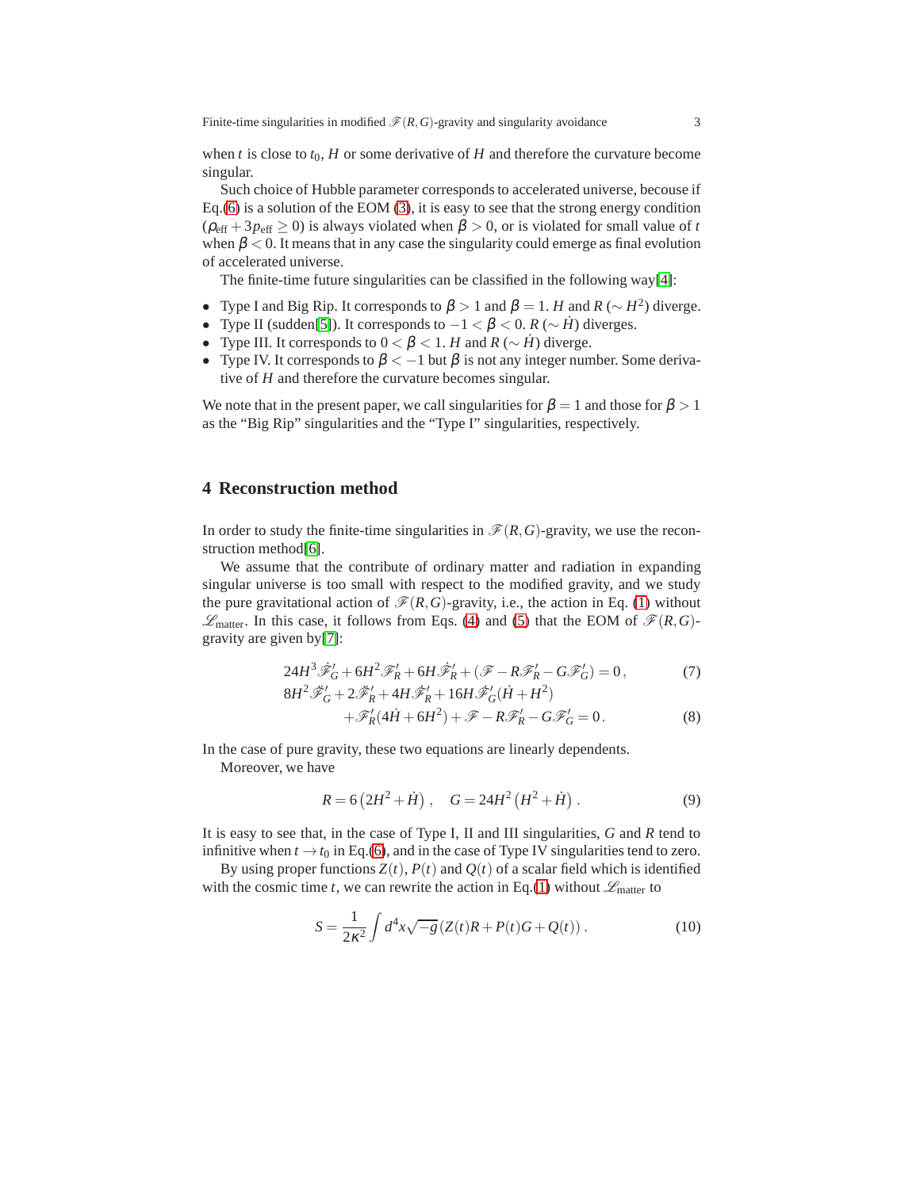when $t$ is close to $t_0$, $H$ or some derivative of $H$ and therefore the curvature become singular.

Such choice of Hubble parameter corresponds to accelerated universe, becouse if Eq.(6) is a solution of the EOM (3), it is easy to see that the strong energy condition ($\rho_{\text{eff}} + 3p_{\text{eff}} \geq 0$) is always violated when $\beta > 0$, or is violated for small value of $t$ when $\beta < 0$. It means that in any case the singularity could emerge as final evolution of accelerated universe.

The finite-time future singularities can be classified in the following way[4]:

- Type I and Big Rip. It corresponds to $\beta > 1$ and $\beta = 1$. $H$ and $R$ ($\sim H^2$) diverge.
- Type II (sudden[5]). It corresponds to $-1 < \beta < 0$. $R$ ($\sim \dot{H}$) diverges.
- Type III. It corresponds to $0 < \beta < 1$. $H$ and $R$ ($\sim \dot{H}$) diverge.
- Type IV. It corresponds to $\beta < -1$ but $\beta$ is not any integer number. Some derivative of $H$ and therefore the curvature becomes singular.

We note that in the present paper, we call singularities for $\beta = 1$ and those for $\beta > 1$ as the "Big Rip" singularities and the "Type I" singularities, respectively.

## 4 Reconstruction method

In order to study the finite-time singularities in $\mathscr{F}(R,G)$-gravity, we use the reconstruction method[6].

We assume that the contribute of ordinary matter and radiation in expanding singular universe is too small with respect to the modified gravity, and we study the pure gravitational action of $\mathscr{F}(R,G)$-gravity, i.e., the action in Eq. (1) without $\mathscr{L}_{\text{matter}}$. In this case, it follows from Eqs. (4) and (5) that the EOM of $\mathscr{F}(R,G)$-gravity are given by[7]:

$$24H^3\dot{\mathscr{F}}'_G + 6H^2\mathscr{F}'_R + 6H\dot{\mathscr{F}}'_R + (\mathscr{F} - R\mathscr{F}'_R - G\mathscr{F}'_G) = 0\,, \tag{7}$$

$$\begin{aligned} &8H^2\ddot{\mathscr{F}}'_G + 2\ddot{\mathscr{F}}'_R + 4H\dot{\mathscr{F}}'_R + 16H\dot{\mathscr{F}}'_G(\dot{H} + H^2) \\ &\qquad + \mathscr{F}'_R(4\dot{H} + 6H^2) + \mathscr{F} - R\mathscr{F}'_R - G\mathscr{F}'_G = 0\,. \end{aligned} \tag{8}$$

In the case of pure gravity, these two equations are linearly dependents.

Moreover, we have

$$R = 6\left(2H^2 + \dot{H}\right)\,, \quad G = 24H^2\left(H^2 + \dot{H}\right)\,. \tag{9}$$

It is easy to see that, in the case of Type I, II and III singularities, $G$ and $R$ tend to infinitive when $t \to t_0$ in Eq.(6), and in the case of Type IV singularities tend to zero.

By using proper functions $Z(t)$, $P(t)$ and $Q(t)$ of a scalar field which is identified with the cosmic time $t$, we can rewrite the action in Eq.(1) without $\mathscr{L}_{\text{matter}}$ to

$$S = \frac{1}{2\kappa^2}\int d^4x\sqrt{-g}\left(Z(t)R + P(t)G + Q(t)\right)\,. \tag{10}$$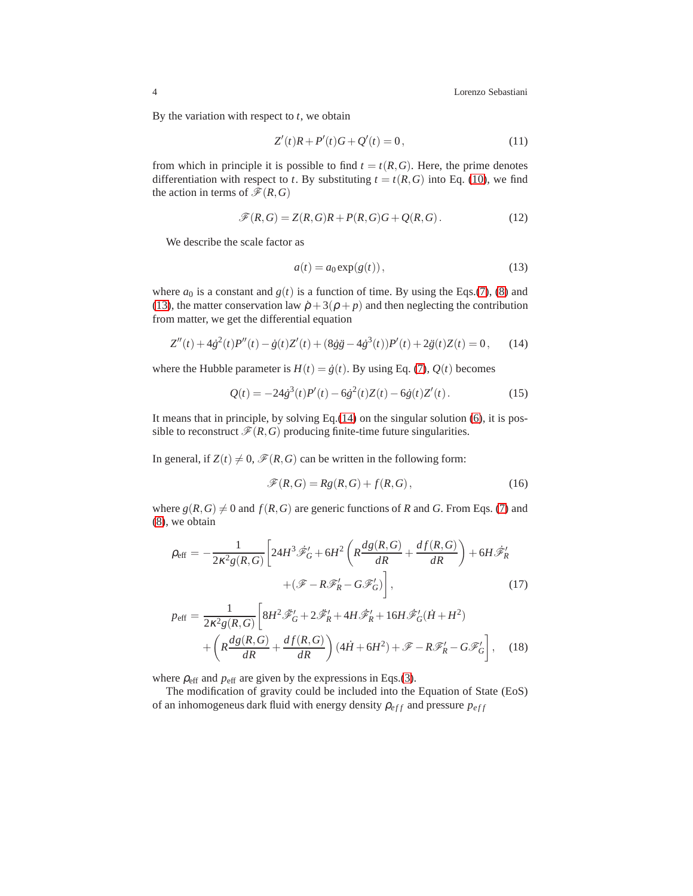By the variation with respect to $t$, we obtain

$$Z'(t)R + P'(t)G + Q'(t) = 0\,, \tag{11}$$

from which in principle it is possible to find $t = t(R,G)$. Here, the prime denotes differentiation with respect to $t$. By substituting $t = t(R,G)$ into Eq. (10), we find the action in terms of $\mathscr{F}(R,G)$

$$\mathscr{F}(R,G) = Z(R,G)R + P(R,G)G + Q(R,G)\,. \tag{12}$$

We describe the scale factor as

$$a(t) = a_0 \exp(g(t))\,, \tag{13}$$

where $a_0$ is a constant and $g(t)$ is a function of time. By using the Eqs.(7), (8) and (13), the matter conservation law $\dot{\rho} + 3(\rho + p)$ and then neglecting the contribution from matter, we get the differential equation

$$Z''(t) + 4\dot{g}^2(t)P''(t) - \dot{g}(t)Z'(t) + (8\dot{g}\ddot{g} - 4\dot{g}^3(t))P'(t) + 2\ddot{g}(t)Z(t) = 0\,, \tag{14}$$

where the Hubble parameter is $H(t) = \dot{g}(t)$. By using Eq. (7), $Q(t)$ becomes

$$Q(t) = -24\dot{g}^3(t)P'(t) - 6\dot{g}^2(t)Z(t) - 6\dot{g}(t)Z'(t)\,. \tag{15}$$

It means that in principle, by solving Eq.(14) on the singular solution (6), it is possible to reconstruct $\mathscr{F}(R,G)$ producing finite-time future singularities.

In general, if $Z(t) \neq 0$, $\mathscr{F}(R,G)$ can be written in the following form:

$$\mathscr{F}(R,G) = Rg(R,G) + f(R,G)\,, \tag{16}$$

where $g(R,G) \neq 0$ and $f(R,G)$ are generic functions of $R$ and $G$. From Eqs. (7) and (8), we obtain

$$\begin{aligned}
\rho_{\text{eff}} = &-\frac{1}{2\kappa^2 g(R,G)}\left[24H^3\dot{\mathscr{F}}'_G + 6H^2\left(R\frac{dg(R,G)}{dR} + \frac{df(R,G)}{dR}\right) + 6H\dot{\mathscr{F}}'_R\right. \\
&\left. + (\mathscr{F} - R\mathscr{F}'_R - G\mathscr{F}'_G)\right]\,,
\end{aligned} \tag{17}$$

$$\begin{aligned}
p_{\text{eff}} = &\frac{1}{2\kappa^2 g(R,G)}\left[8H^2\ddot{\mathscr{F}}'_G + 2\ddot{\mathscr{F}}'_R + 4H\dot{\mathscr{F}}'_R + 16H\dot{\mathscr{F}}'_G(\dot{H} + H^2)\right. \\
&\left. + \left(R\frac{dg(R,G)}{dR} + \frac{df(R,G)}{dR}\right)(4\dot{H} + 6H^2) + \mathscr{F} - R\mathscr{F}'_R - G\mathscr{F}'_G\right]\,,
\end{aligned} \tag{18}$$

where $\rho_{\text{eff}}$ and $p_{\text{eff}}$ are given by the expressions in Eqs.(3).

The modification of gravity could be included into the Equation of State (EoS) of an inhomogeneus dark fluid with energy density $\rho_{eff}$ and pressure $p_{eff}$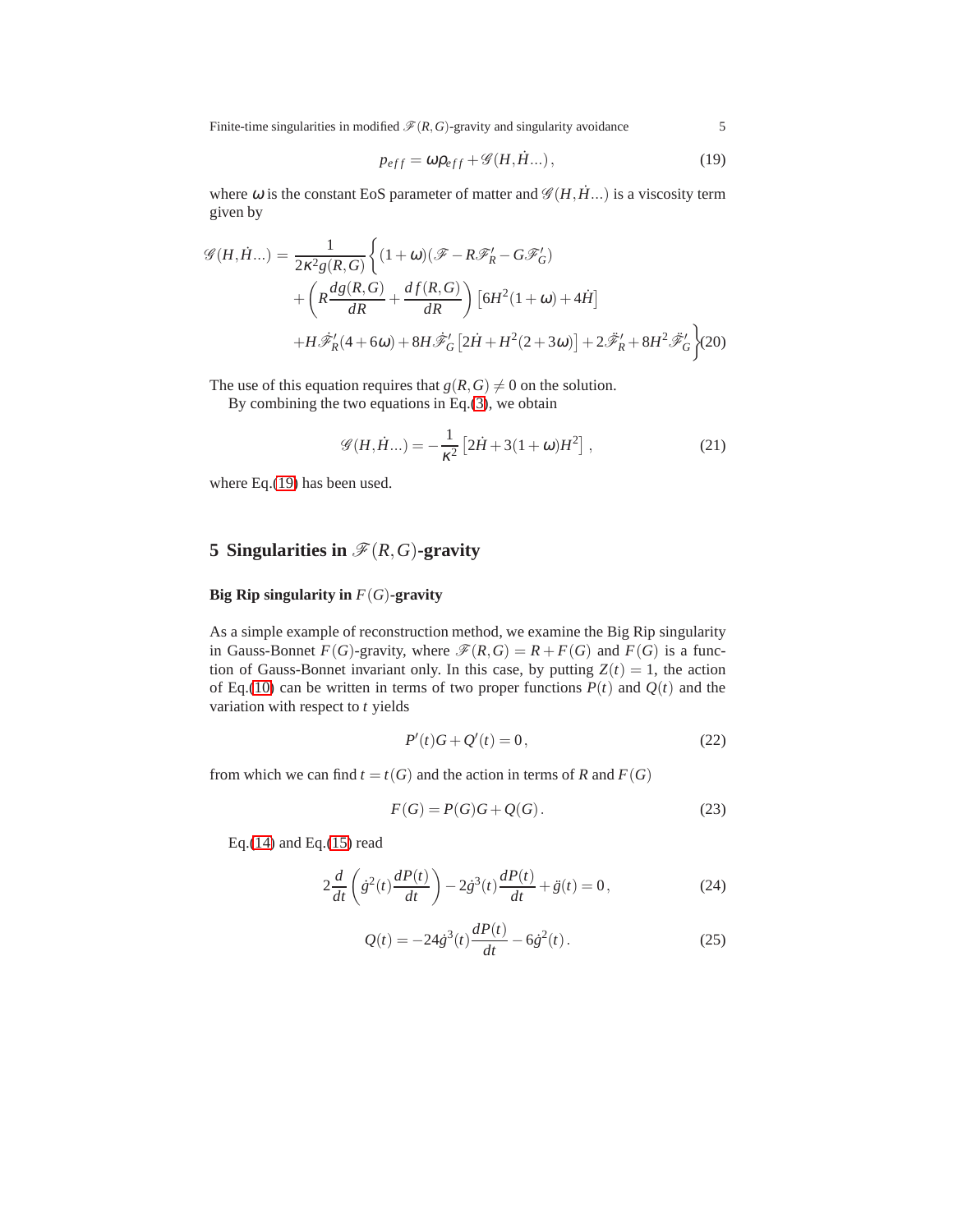$$p_{eff} = \omega\rho_{eff} + \mathscr{G}(H, \dot{H}...)\,, \tag{19}$$

where $\omega$ is the constant EoS parameter of matter and $\mathscr{G}(H, \dot{H}...)$ is a viscosity term given by

$$\begin{aligned}
\mathscr{G}(H, \dot{H}...) = \frac{1}{2\kappa^2 g(R,G)} \Big\{ &(1+\omega)(\mathscr{F} - R\mathscr{F}'_R - G\mathscr{F}'_G) \\
&+ \left( R\frac{dg(R,G)}{dR} + \frac{df(R,G)}{dR} \right) \left[ 6H^2(1+\omega) + 4\dot{H} \right] \\
&+ H\dot{\mathscr{F}}'_R(4+6\omega) + 8H\dot{\mathscr{F}}'_G \left[ 2\dot{H} + H^2(2+3\omega) \right] + 2\ddot{\mathscr{F}}'_R + 8H^2\ddot{\mathscr{F}}'_G \Big\}
\end{aligned} \tag{20}$$

The use of this equation requires that $g(R,G) \neq 0$ on the solution.

By combining the two equations in Eq.(3), we obtain

$$\mathscr{G}(H, \dot{H}...) = -\frac{1}{\kappa^2}\left[ 2\dot{H} + 3(1+\omega)H^2 \right]\,, \tag{21}$$

where Eq.(19) has been used.

## 5 Singularities in $\mathscr{F}(R,G)$-gravity

### Big Rip singularity in $F(G)$-gravity

As a simple example of reconstruction method, we examine the Big Rip singularity in Gauss-Bonnet $F(G)$-gravity, where $\mathscr{F}(R,G) = R + F(G)$ and $F(G)$ is a function of Gauss-Bonnet invariant only. In this case, by putting $Z(t) = 1$, the action of Eq.(10) can be written in terms of two proper functions $P(t)$ and $Q(t)$ and the variation with respect to $t$ yields

$$P'(t)G + Q'(t) = 0\,, \tag{22}$$

from which we can find $t = t(G)$ and the action in terms of $R$ and $F(G)$

$$F(G) = P(G)G + Q(G)\,. \tag{23}$$

Eq.(14) and Eq.(15) read

$$2\frac{d}{dt}\left( \dot{g}^2(t)\frac{dP(t)}{dt} \right) - 2\dot{g}^3(t)\frac{dP(t)}{dt} + \ddot{g}(t) = 0\,, \tag{24}$$

$$Q(t) = -24\dot{g}^3(t)\frac{dP(t)}{dt} - 6\dot{g}^2(t)\,. \tag{25}$$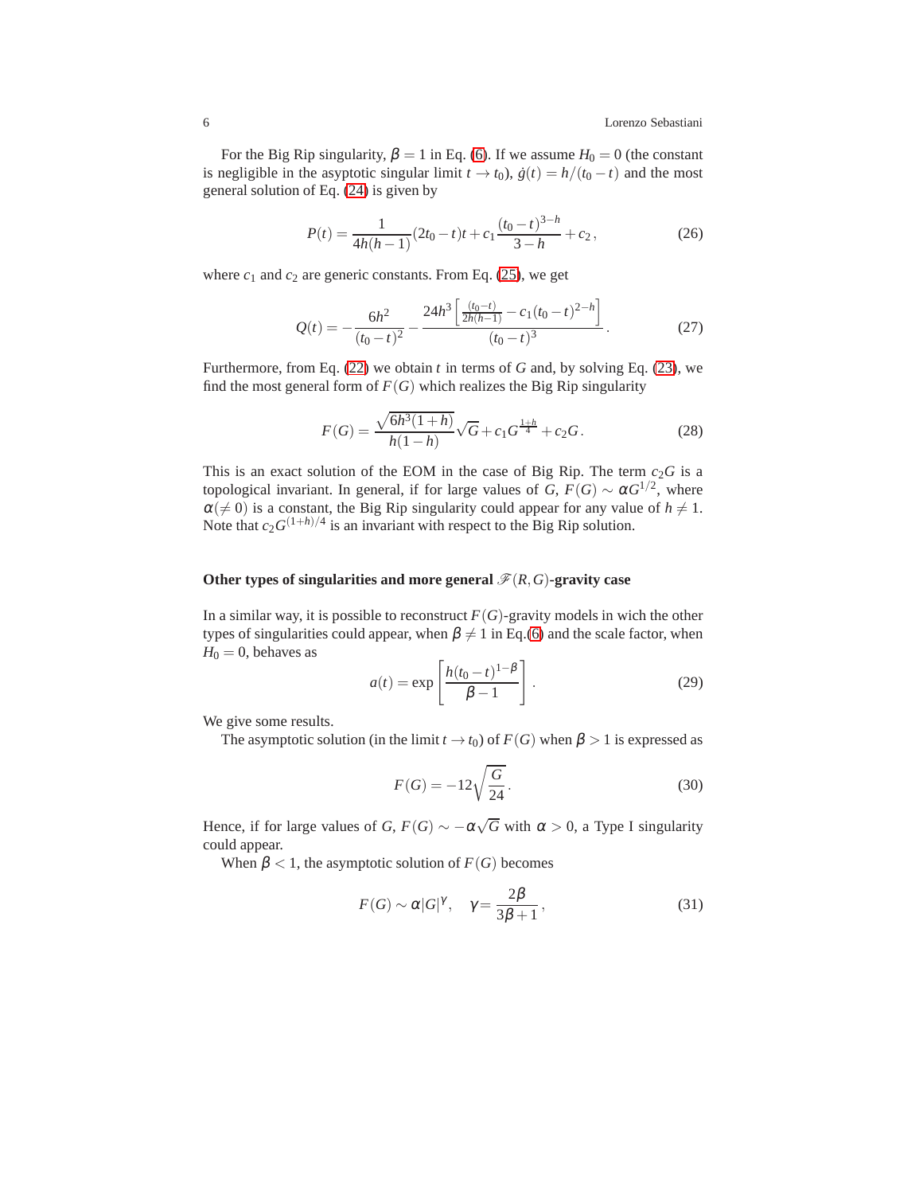For the Big Rip singularity, $\beta = 1$ in Eq. (6). If we assume $H_0 = 0$ (the constant is negligible in the asymptotic singular limit $t \to t_0$), $\dot{g}(t) = h/(t_0 - t)$ and the most general solution of Eq. (24) is given by

$$P(t) = \frac{1}{4h(h-1)}(2t_0 - t)t + c_1 \frac{(t_0 - t)^{3-h}}{3-h} + c_2 \,, \tag{26}$$

where $c_1$ and $c_2$ are generic constants. From Eq. (25), we get

$$Q(t) = -\frac{6h^2}{(t_0 - t)^2} - \frac{24h^3 \left[ \frac{(t_0 - t)}{2h(h-1)} - c_1 (t_0 - t)^{2-h} \right]}{(t_0 - t)^3} \,. \tag{27}$$

Furthermore, from Eq. (22) we obtain $t$ in terms of $G$ and, by solving Eq. (23), we find the most general form of $F(G)$ which realizes the Big Rip singularity

$$F(G) = \frac{\sqrt{6h^3(1+h)}}{h(1-h)}\sqrt{G} + c_1 G^{\frac{1+h}{4}} + c_2 G \,. \tag{28}$$

This is an exact solution of the EOM in the case of Big Rip. The term $c_2 G$ is a topological invariant. In general, if for large values of $G$, $F(G) \sim \alpha G^{1/2}$, where $\alpha (\neq 0)$ is a constant, the Big Rip singularity could appear for any value of $h \neq 1$. Note that $c_2 G^{(1+h)/4}$ is an invariant with respect to the Big Rip solution.

**Other types of singularities and more general $\mathscr{F}(R,G)$-gravity case**

In a similar way, it is possible to reconstruct $F(G)$-gravity models in wich the other types of singularities could appear, when $\beta \neq 1$ in Eq.(6) and the scale factor, when $H_0 = 0$, behaves as

$$a(t) = \exp\left[ \frac{h(t_0 - t)^{1-\beta}}{\beta - 1} \right] \,. \tag{29}$$

We give some results.

The asymptotic solution (in the limit $t \to t_0$) of $F(G)$ when $\beta > 1$ is expressed as

$$F(G) = -12\sqrt{\frac{G}{24}} \,. \tag{30}$$

Hence, if for large values of $G$, $F(G) \sim -\alpha\sqrt{G}$ with $\alpha > 0$, a Type I singularity could appear.

When $\beta < 1$, the asymptotic solution of $F(G)$ becomes

$$F(G) \sim \alpha |G|^{\gamma} , \quad \gamma = \frac{2\beta}{3\beta + 1} \,, \tag{31}$$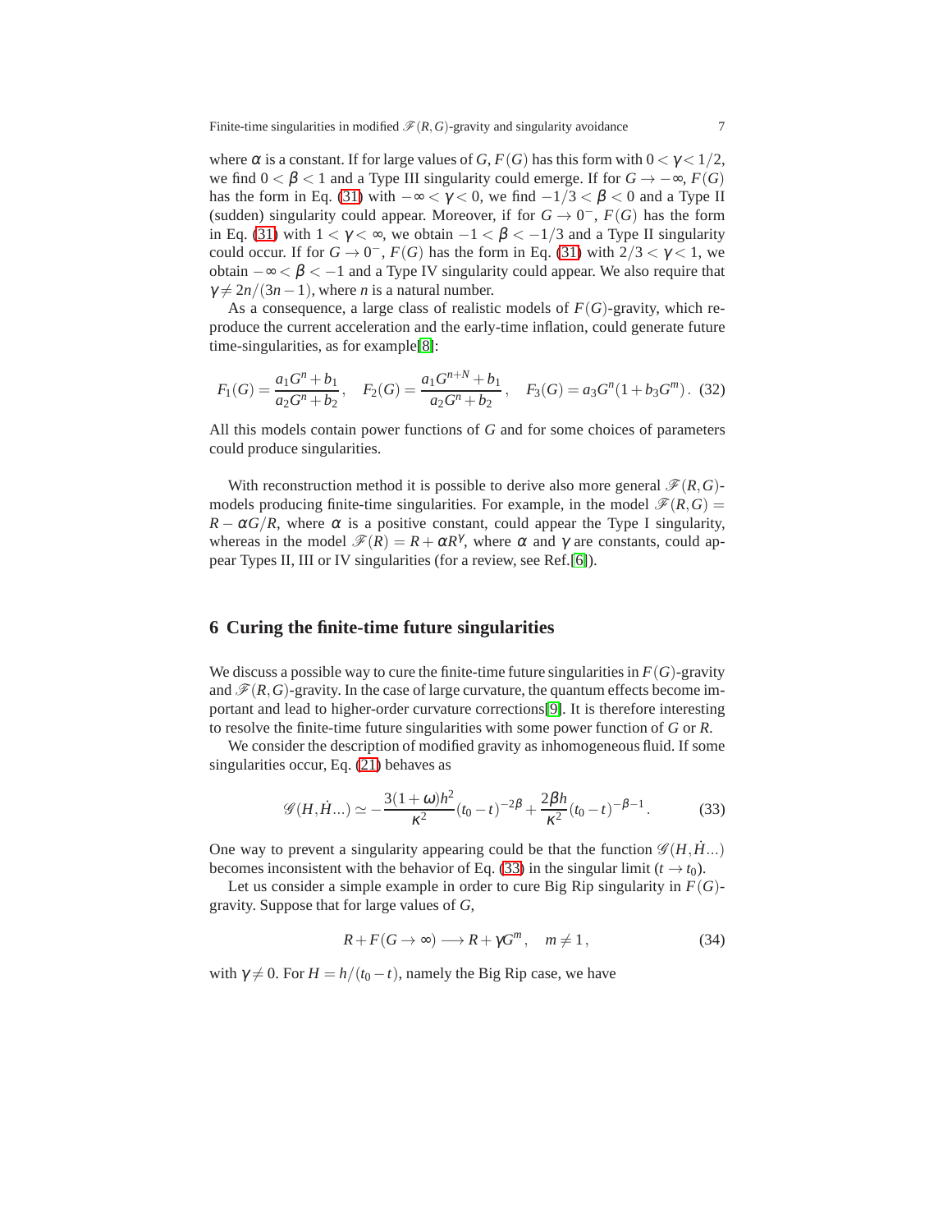where $\alpha$ is a constant. If for large values of $G$, $F(G)$ has this form with $0 < \gamma < 1/2$, we find $0 < \beta < 1$ and a Type III singularity could emerge. If for $G \to -\infty$, $F(G)$ has the form in Eq. (31) with $-\infty < \gamma < 0$, we find $-1/3 < \beta < 0$ and a Type II (sudden) singularity could appear. Moreover, if for $G \to 0^-$, $F(G)$ has the form in Eq. (31) with $1 < \gamma < \infty$, we obtain $-1 < \beta < -1/3$ and a Type II singularity could occur. If for $G \to 0^-$, $F(G)$ has the form in Eq. (31) with $2/3 < \gamma < 1$, we obtain $-\infty < \beta < -1$ and a Type IV singularity could appear. We also require that $\gamma \neq 2n/(3n-1)$, where $n$ is a natural number.

As a consequence, a large class of realistic models of $F(G)$-gravity, which reproduce the current acceleration and the early-time inflation, could generate future time-singularities, as for example[8]:

$$
F_1(G) = \frac{a_1 G^n + b_1}{a_2 G^n + b_2}\,, \quad F_2(G) = \frac{a_1 G^{n+N} + b_1}{a_2 G^n + b_2}\,, \quad F_3(G) = a_3 G^n (1 + b_3 G^m)\,. \quad (32)
$$

All this models contain power functions of $G$ and for some choices of parameters could produce singularities.

With reconstruction method it is possible to derive also more general $\mathscr{F}(R,G)$-models producing finite-time singularities. For example, in the model $\mathscr{F}(R,G) = R - \alpha G/R$, where $\alpha$ is a positive constant, could appear the Type I singularity, whereas in the model $\mathscr{F}(R) = R + \alpha R^\gamma$, where $\alpha$ and $\gamma$ are constants, could appear Types II, III or IV singularities (for a review, see Ref.[6]).

## 6 Curing the finite-time future singularities

We discuss a possible way to cure the finite-time future singularities in $F(G)$-gravity and $\mathscr{F}(R,G)$-gravity. In the case of large curvature, the quantum effects become important and lead to higher-order curvature corrections[9]. It is therefore interesting to resolve the finite-time future singularities with some power function of $G$ or $R$.

We consider the description of modified gravity as inhomogeneous fluid. If some singularities occur, Eq. (21) behaves as

$$
\mathscr{G}(H,\dot{H}...) \simeq -\frac{3(1+\omega)h^2}{\kappa^2}(t_0 - t)^{-2\beta} + \frac{2\beta h}{\kappa^2}(t_0 - t)^{-\beta-1}\,. \quad (33)
$$

One way to prevent a singularity appearing could be that the function $\mathscr{G}(H,\dot{H}...)$ becomes inconsistent with the behavior of Eq. (33) in the singular limit ($t \to t_0$).

Let us consider a simple example in order to cure Big Rip singularity in $F(G)$-gravity. Suppose that for large values of $G$,

$$
R + F(G \to \infty) \longrightarrow R + \gamma G^m\,, \quad m \neq 1\,, \quad (34)
$$

with $\gamma \neq 0$. For $H = h/(t_0 - t)$, namely the Big Rip case, we have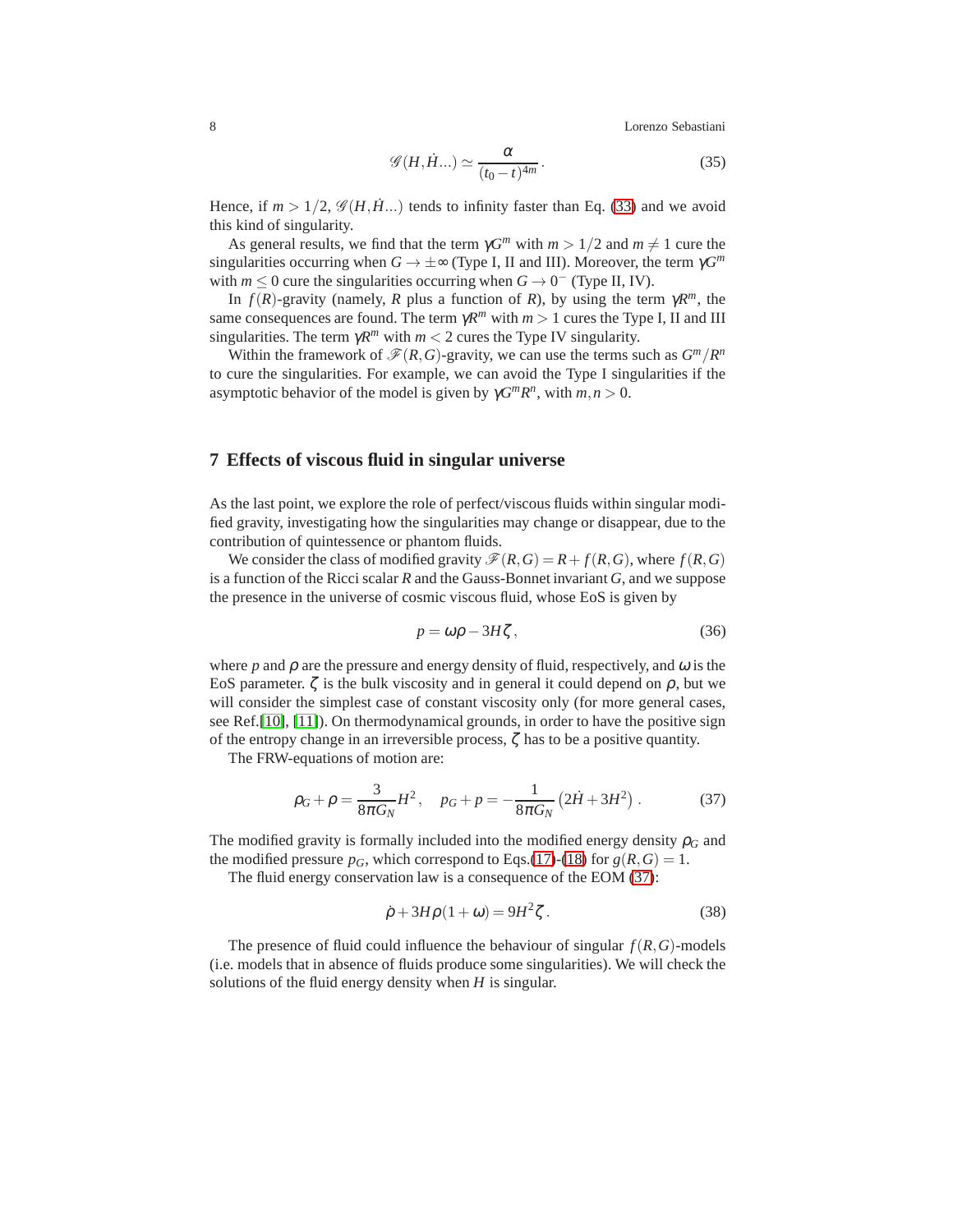$$\mathscr{G}(H,\dot{H}...) \simeq \frac{\alpha}{(t_0-t)^{4m}}\,. \tag{35}$$

Hence, if $m>1/2$, $\mathscr{G}(H,\dot{H}...)$ tends to infinity faster than Eq. (33) and we avoid this kind of singularity.

As general results, we find that the term $\gamma G^m$ with $m>1/2$ and $m\neq 1$ cure the singularities occurring when $G\to\pm\infty$ (Type I, II and III). Moreover, the term $\gamma G^m$ with $m\leq 0$ cure the singularities occurring when $G\to 0^-$ (Type II, IV).

In $f(R)$-gravity (namely, $R$ plus a function of $R$), by using the term $\gamma R^m$, the same consequences are found. The term $\gamma R^m$ with $m>1$ cures the Type I, II and III singularities. The term $\gamma R^m$ with $m<2$ cures the Type IV singularity.

Within the framework of $\mathscr{F}(R,G)$-gravity, we can use the terms such as $G^m/R^n$ to cure the singularities. For example, we can avoid the Type I singularities if the asymptotic behavior of the model is given by $\gamma G^m R^n$, with $m,n>0$.

## 7 Effects of viscous fluid in singular universe

As the last point, we explore the role of perfect/viscous fluids within singular modified gravity, investigating how the singularities may change or disappear, due to the contribution of quintessence or phantom fluids.

We consider the class of modified gravity $\mathscr{F}(R,G)=R+f(R,G)$, where $f(R,G)$ is a function of the Ricci scalar $R$ and the Gauss-Bonnet invariant $G$, and we suppose the presence in the universe of cosmic viscous fluid, whose EoS is given by

$$p=\omega\rho-3H\zeta\,, \tag{36}$$

where $p$ and $\rho$ are the pressure and energy density of fluid, respectively, and $\omega$ is the EoS parameter. $\zeta$ is the bulk viscosity and in general it could depend on $\rho$, but we will consider the simplest case of constant viscosity only (for more general cases, see Ref.[10], [11]). On thermodynamical grounds, in order to have the positive sign of the entropy change in an irreversible process, $\zeta$ has to be a positive quantity.

The FRW-equations of motion are:

$$\rho_G+\rho=\frac{3}{8\pi G_N}H^2\,,\quad p_G+p=-\frac{1}{8\pi G_N}\left(2\dot{H}+3H^2\right)\,. \tag{37}$$

The modified gravity is formally included into the modified energy density $\rho_G$ and the modified pressure $p_G$, which correspond to Eqs.(17)-(18) for $g(R,G)=1$.

The fluid energy conservation law is a consequence of the EOM (37):

$$\dot{\rho}+3H\rho(1+\omega)=9H^2\zeta\,. \tag{38}$$

The presence of fluid could influence the behaviour of singular $f(R,G)$-models (i.e. models that in absence of fluids produce some singularities). We will check the solutions of the fluid energy density when $H$ is singular.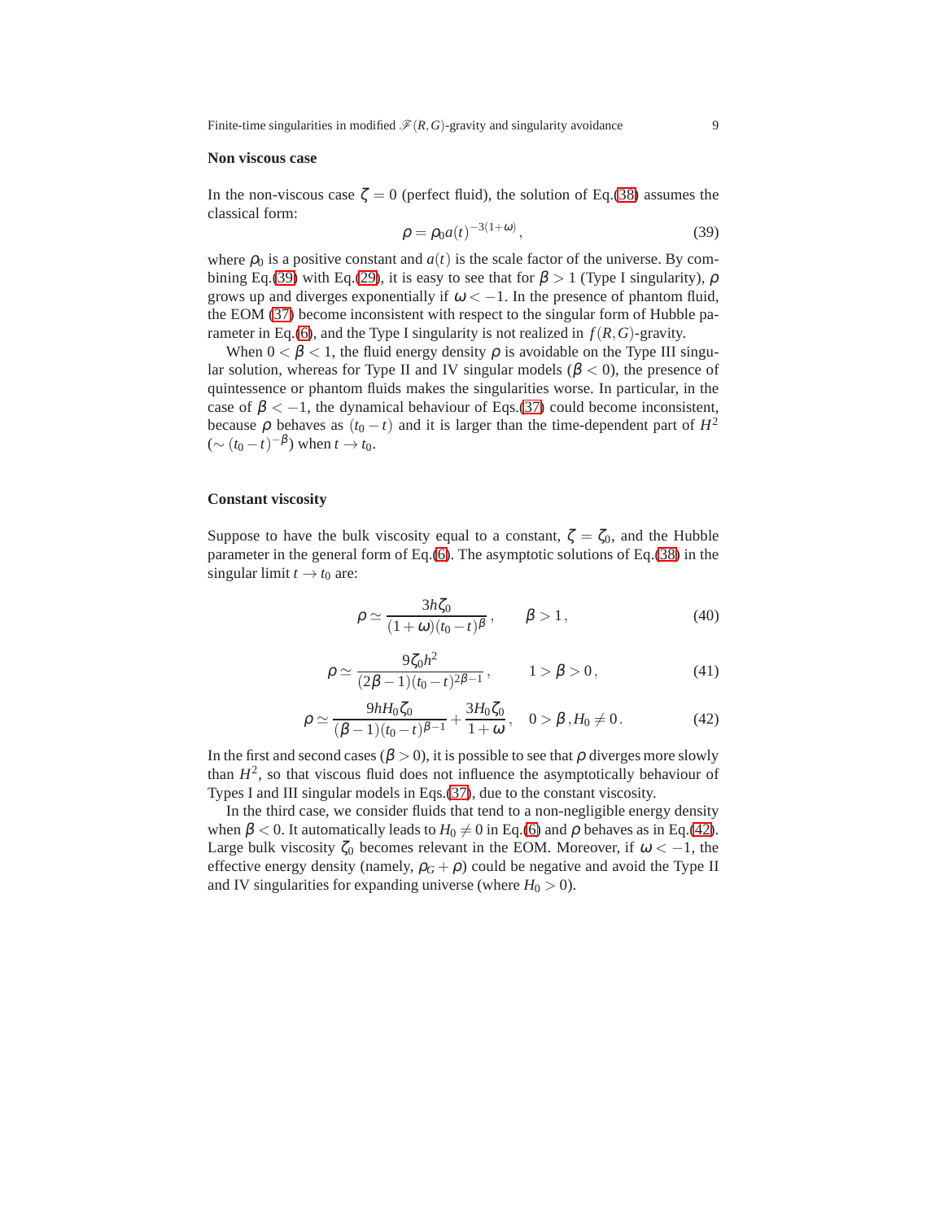**Non viscous case**

In the non-viscous case $\zeta = 0$ (perfect fluid), the solution of Eq.(38) assumes the classical form:

$$\rho = \rho_0 a(t)^{-3(1+\omega)}, \tag{39}$$

where $\rho_0$ is a positive constant and $a(t)$ is the scale factor of the universe. By combining Eq.(39) with Eq.(29), it is easy to see that for $\beta > 1$ (Type I singularity), $\rho$ grows up and diverges exponentially if $\omega < -1$. In the presence of phantom fluid, the EOM (37) become inconsistent with respect to the singular form of Hubble parameter in Eq.(6), and the Type I singularity is not realized in $f(R,G)$-gravity.

When $0 < \beta < 1$, the fluid energy density $\rho$ is avoidable on the Type III singular solution, whereas for Type II and IV singular models ($\beta < 0$), the presence of quintessence or phantom fluids makes the singularities worse. In particular, in the case of $\beta < -1$, the dynamical behaviour of Eqs.(37) could become inconsistent, because $\rho$ behaves as $(t_0 - t)$ and it is larger than the time-dependent part of $H^2$ ($\sim (t_0 - t)^{-\beta}$) when $t \to t_0$.

**Constant viscosity**

Suppose to have the bulk viscosity equal to a constant, $\zeta = \zeta_0$, and the Hubble parameter in the general form of Eq.(6). The asymptotic solutions of Eq.(38) in the singular limit $t \to t_0$ are:

$$\rho \simeq \frac{3h\zeta_0}{(1+\omega)(t_0 - t)^{\beta}}, \qquad \beta > 1, \tag{40}$$

$$\rho \simeq \frac{9\zeta_0 h^2}{(2\beta - 1)(t_0 - t)^{2\beta - 1}}, \qquad 1 > \beta > 0, \tag{41}$$

$$\rho \simeq \frac{9hH_0\zeta_0}{(\beta - 1)(t_0 - t)^{\beta - 1}} + \frac{3H_0\zeta_0}{1+\omega}, \quad 0 > \beta, H_0 \neq 0. \tag{42}$$

In the first and second cases ($\beta > 0$), it is possible to see that $\rho$ diverges more slowly than $H^2$, so that viscous fluid does not influence the asymptotically behaviour of Types I and III singular models in Eqs.(37), due to the constant viscosity.

In the third case, we consider fluids that tend to a non-negligible energy density when $\beta < 0$. It automatically leads to $H_0 \neq 0$ in Eq.(6) and $\rho$ behaves as in Eq.(42). Large bulk viscosity $\zeta_0$ becomes relevant in the EOM. Moreover, if $\omega < -1$, the effective energy density (namely, $\rho_G + \rho$) could be negative and avoid the Type II and IV singularities for expanding universe (where $H_0 > 0$).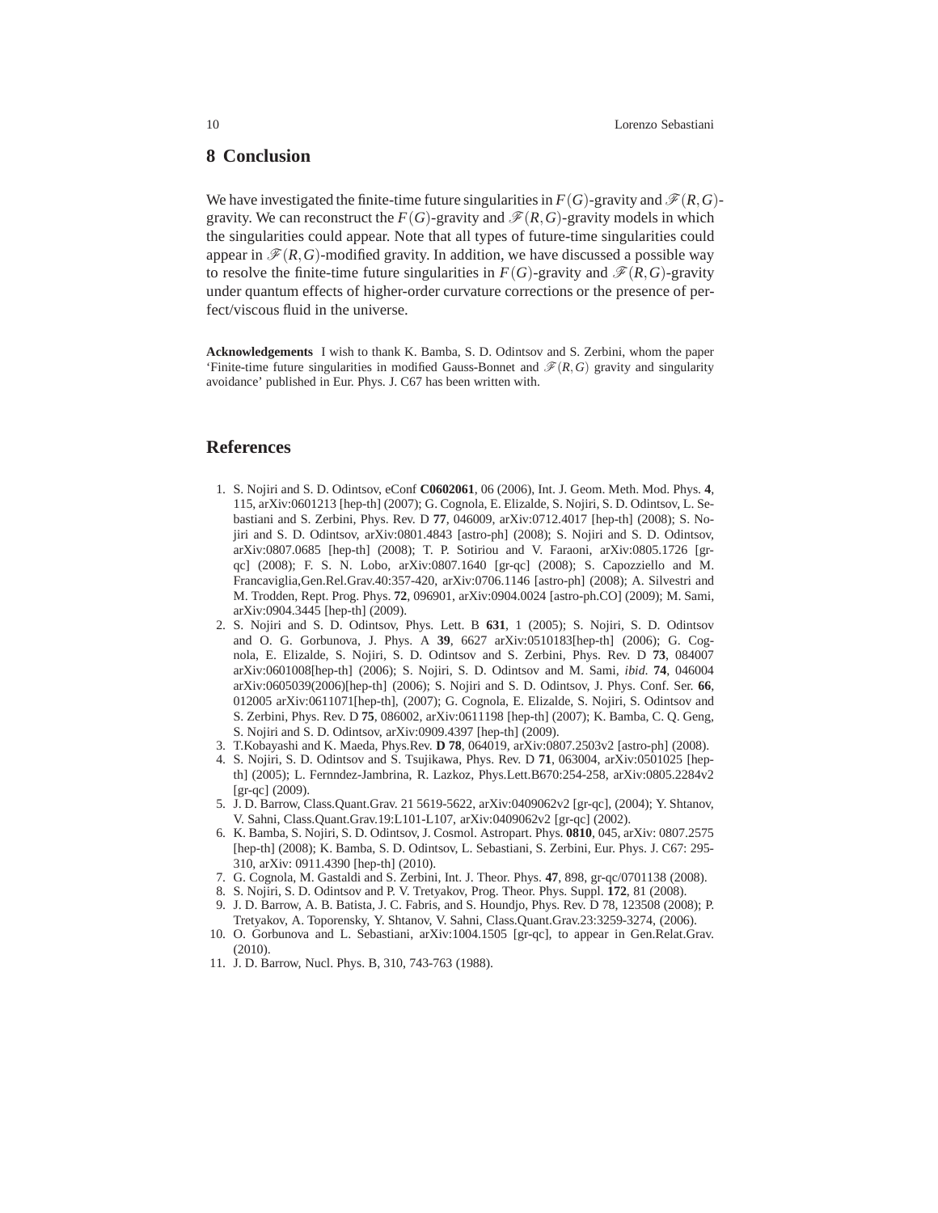## 8 Conclusion

We have investigated the finite-time future singularities in $F(G)$-gravity and $\mathscr{F}(R,G)$-gravity. We can reconstruct the $F(G)$-gravity and $\mathscr{F}(R,G)$-gravity models in which the singularities could appear. Note that all types of future-time singularities could appear in $\mathscr{F}(R,G)$-modified gravity. In addition, we have discussed a possible way to resolve the finite-time future singularities in $F(G)$-gravity and $\mathscr{F}(R,G)$-gravity under quantum effects of higher-order curvature corrections or the presence of perfect/viscous fluid in the universe.

**Acknowledgements** I wish to thank K. Bamba, S. D. Odintsov and S. Zerbini, whom the paper 'Finite-time future singularities in modified Gauss-Bonnet and $\mathscr{F}(R,G)$ gravity and singularity avoidance' published in Eur. Phys. J. C67 has been written with.

## References

1. S. Nojiri and S. D. Odintsov, eConf **C0602061**, 06 (2006), Int. J. Geom. Meth. Mod. Phys. **4**, 115, arXiv:0601213 [hep-th] (2007); G. Cognola, E. Elizalde, S. Nojiri, S. D. Odintsov, L. Sebastiani and S. Zerbini, Phys. Rev. D **77**, 046009, arXiv:0712.4017 [hep-th] (2008); S. Nojiri and S. D. Odintsov, arXiv:0801.4843 [astro-ph] (2008); S. Nojiri and S. D. Odintsov, arXiv:0807.0685 [hep-th] (2008); T. P. Sotiriou and V. Faraoni, arXiv:0805.1726 [gr-qc] (2008); F. S. N. Lobo, arXiv:0807.1640 [gr-qc] (2008); S. Capozziello and M. Francaviglia,Gen.Rel.Grav.40:357-420, arXiv:0706.1146 [astro-ph] (2008); A. Silvestri and M. Trodden, Rept. Prog. Phys. **72**, 096901, arXiv:0904.0024 [astro-ph.CO] (2009); M. Sami, arXiv:0904.3445 [hep-th] (2009).
2. S. Nojiri and S. D. Odintsov, Phys. Lett. B **631**, 1 (2005); S. Nojiri, S. D. Odintsov and O. G. Gorbunova, J. Phys. A **39**, 6627 arXiv:0510183[hep-th] (2006); G. Cognola, E. Elizalde, S. Nojiri, S. D. Odintsov and S. Zerbini, Phys. Rev. D **73**, 084007 arXiv:0601008[hep-th] (2006); S. Nojiri, S. D. Odintsov and M. Sami, *ibid.* **74**, 046004 arXiv:0605039(2006)[hep-th] (2006); S. Nojiri and S. D. Odintsov, J. Phys. Conf. Ser. **66**, 012005 arXiv:0611071[hep-th], (2007); G. Cognola, E. Elizalde, S. Nojiri, S. Odintsov and S. Zerbini, Phys. Rev. D **75**, 086002, arXiv:0611198 [hep-th] (2007); K. Bamba, C. Q. Geng, S. Nojiri and S. D. Odintsov, arXiv:0909.4397 [hep-th] (2009).
3. T.Kobayashi and K. Maeda, Phys.Rev. **D 78**, 064019, arXiv:0807.2503v2 [astro-ph] (2008).
4. S. Nojiri, S. D. Odintsov and S. Tsujikawa, Phys. Rev. D **71**, 063004, arXiv:0501025 [hep-th] (2005); L. Fernndez-Jambrina, R. Lazkoz, Phys.Lett.B670:254-258, arXiv:0805.2284v2 [gr-qc] (2009).
5. J. D. Barrow, Class.Quant.Grav. 21 5619-5622, arXiv:0409062v2 [gr-qc], (2004); Y. Shtanov, V. Sahni, Class.Quant.Grav.19:L101-L107, arXiv:0409062v2 [gr-qc] (2002).
6. K. Bamba, S. Nojiri, S. D. Odintsov, J. Cosmol. Astropart. Phys. **0810**, 045, arXiv: 0807.2575 [hep-th] (2008); K. Bamba, S. D. Odintsov, L. Sebastiani, S. Zerbini, Eur. Phys. J. C67: 295-310, arXiv: 0911.4390 [hep-th] (2010).
7. G. Cognola, M. Gastaldi and S. Zerbini, Int. J. Theor. Phys. **47**, 898, gr-qc/0701138 (2008).
8. S. Nojiri, S. D. Odintsov and P. V. Tretyakov, Prog. Theor. Phys. Suppl. **172**, 81 (2008).
9. J. D. Barrow, A. B. Batista, J. C. Fabris, and S. Houndjo, Phys. Rev. D 78, 123508 (2008); P. Tretyakov, A. Toporensky, Y. Shtanov, V. Sahni, Class.Quant.Grav.23:3259-3274, (2006).
10. O. Gorbunova and L. Sebastiani, arXiv:1004.1505 [gr-qc], to appear in Gen.Relat.Grav. (2010).
11. J. D. Barrow, Nucl. Phys. B, 310, 743-763 (1988).